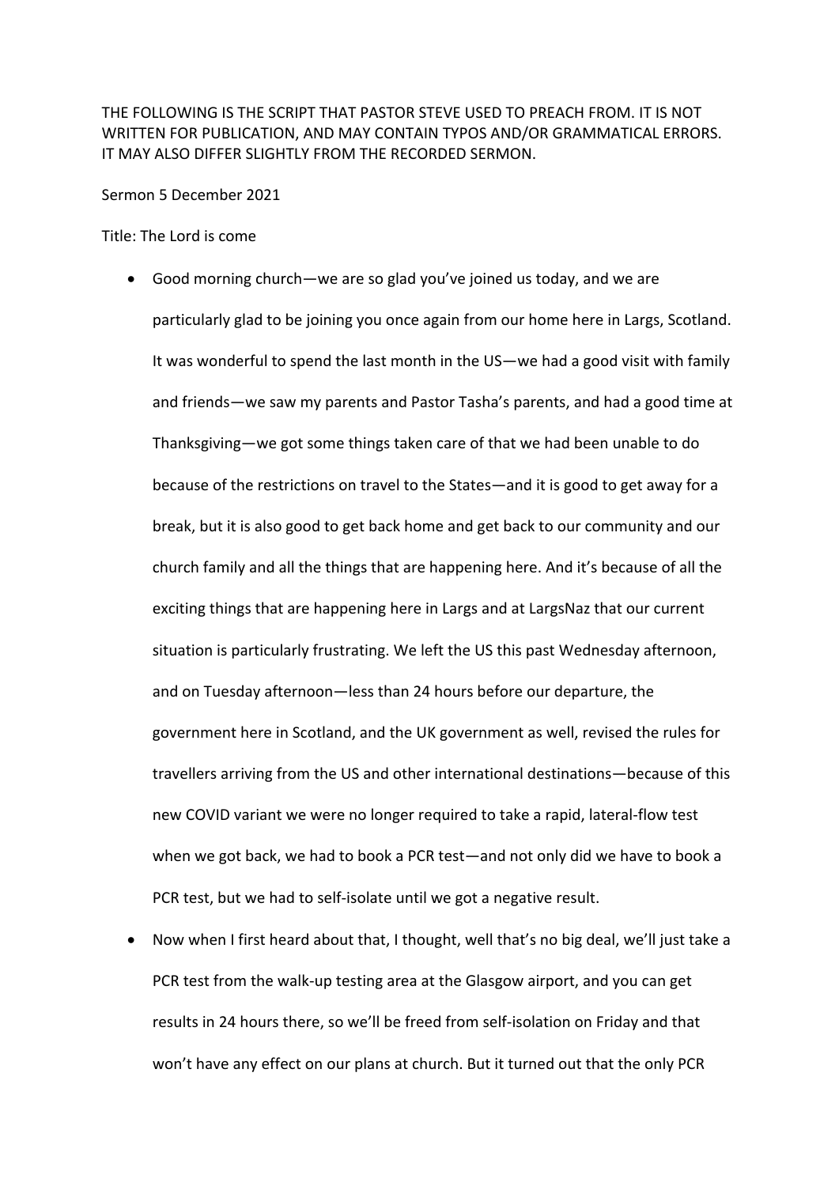THE FOLLOWING IS THE SCRIPT THAT PASTOR STEVE USED TO PREACH FROM. IT IS NOT WRITTEN FOR PUBLICATION, AND MAY CONTAIN TYPOS AND/OR GRAMMATICAL ERRORS. IT MAY ALSO DIFFER SLIGHTLY FROM THE RECORDED SERMON.

Sermon 5 December 2021

Title: The Lord is come

- Good morning church—we are so glad you've joined us today, and we are particularly glad to be joining you once again from our home here in Largs, Scotland. It was wonderful to spend the last month in the US—we had a good visit with family and friends—we saw my parents and Pastor Tasha's parents, and had a good time at Thanksgiving—we got some things taken care of that we had been unable to do because of the restrictions on travel to the States—and it is good to get away for a break, but it is also good to get back home and get back to our community and our church family and all the things that are happening here. And it's because of all the exciting things that are happening here in Largs and at LargsNaz that our current situation is particularly frustrating. We left the US this past Wednesday afternoon, and on Tuesday afternoon—less than 24 hours before our departure, the government here in Scotland, and the UK government as well, revised the rules for travellers arriving from the US and other international destinations—because of this new COVID variant we were no longer required to take a rapid, lateral-flow test when we got back, we had to book a PCR test—and not only did we have to book a PCR test, but we had to self-isolate until we got a negative result.
- Now when I first heard about that, I thought, well that's no big deal, we'll just take a PCR test from the walk-up testing area at the Glasgow airport, and you can get results in 24 hours there, so we'll be freed from self-isolation on Friday and that won't have any effect on our plans at church. But it turned out that the only PCR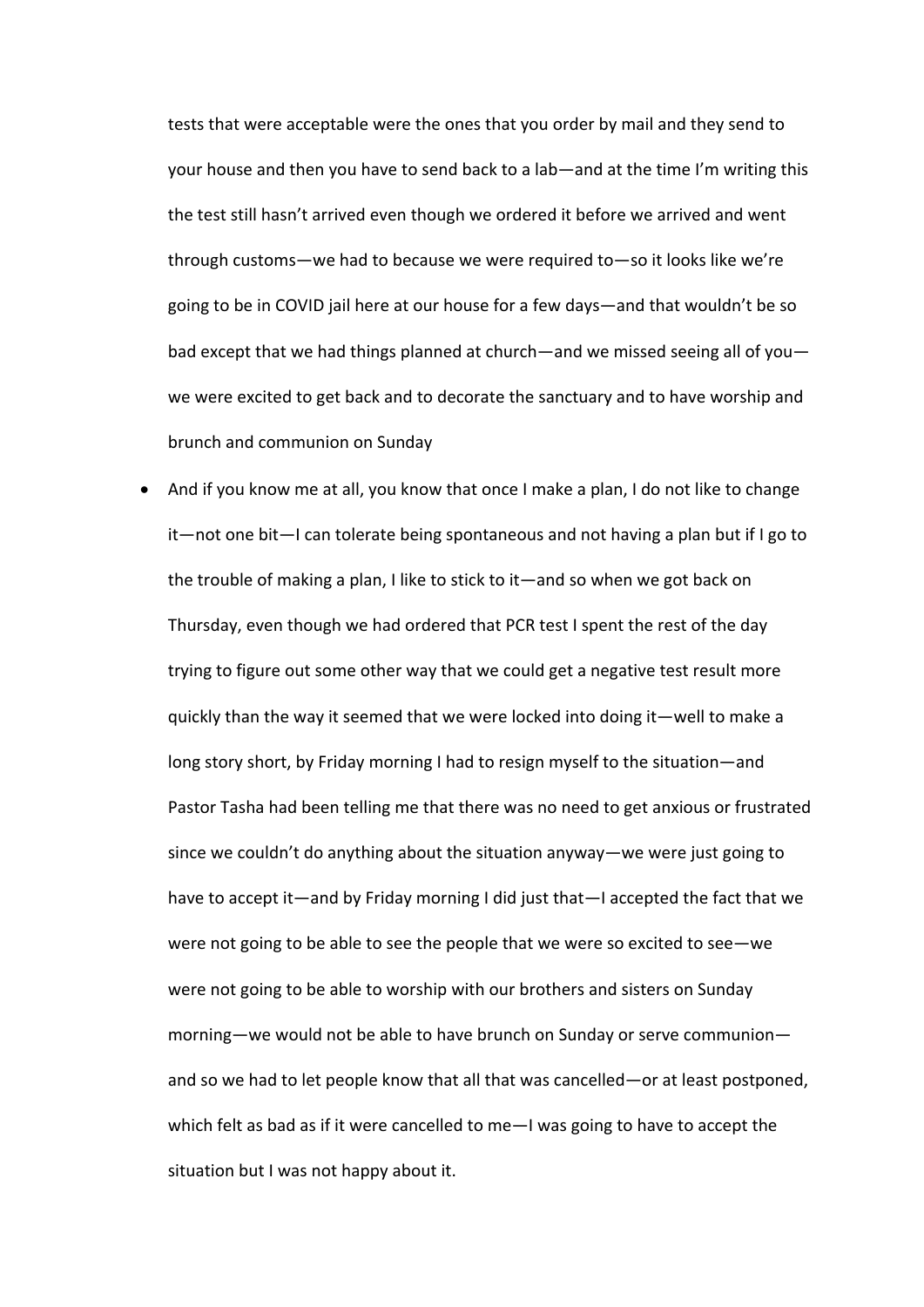tests that were acceptable were the ones that you order by mail and they send to your house and then you have to send back to a lab—and at the time I'm writing this the test still hasn't arrived even though we ordered it before we arrived and went through customs—we had to because we were required to—so it looks like we're going to be in COVID jail here at our house for a few days—and that wouldn't be so bad except that we had things planned at church—and we missed seeing all of you—we were excited to get back and to decorate the sanctuary and to have worship and brunch and communion on Sunday

- And if you know me at all, you know that once I make a plan, I do not like to change it—not one bit—I can tolerate being spontaneous and not having a plan but if I go to the trouble of making a plan, I like to stick to it—and so when we got back on Thursday, even though we had ordered that PCR test I spent the rest of the day trying to figure out some other way that we could get a negative test result more quickly than the way it seemed that we were locked into doing it—well to make a long story short, by Friday morning I had to resign myself to the situation—and Pastor Tasha had been telling me that there was no need to get anxious or frustrated since we couldn't do anything about the situation anyway—we were just going to have to accept it—and by Friday morning I did just that—I accepted the fact that we were not going to be able to see the people that we were so excited to see—we were not going to be able to worship with our brothers and sisters on Sunday morning—we would not be able to have brunch on Sunday or serve communion—and so we had to let people know that all that was cancelled—or at least postponed, which felt as bad as if it were cancelled to me—I was going to have to accept the situation but I was not happy about it.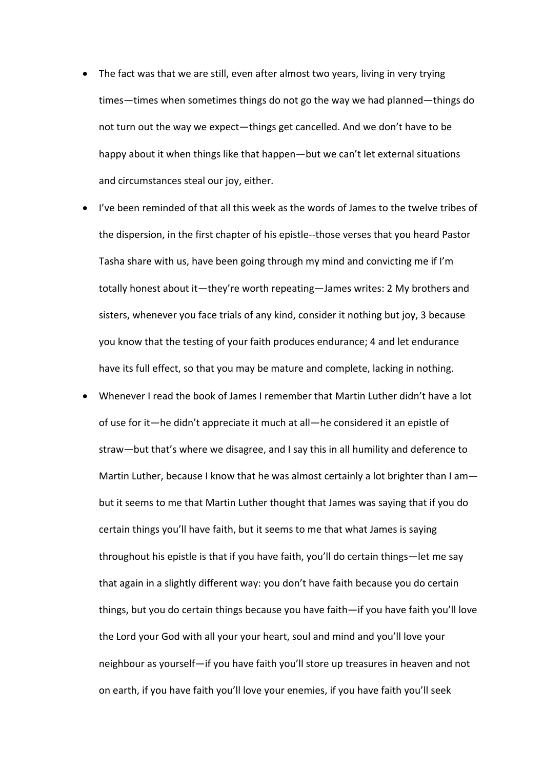- The fact was that we are still, even after almost two years, living in very trying times—times when sometimes things do not go the way we had planned—things do not turn out the way we expect—things get cancelled. And we don't have to be happy about it when things like that happen—but we can't let external situations and circumstances steal our joy, either.
- I've been reminded of that all this week as the words of James to the twelve tribes of the dispersion, in the first chapter of his epistle--those verses that you heard Pastor Tasha share with us, have been going through my mind and convicting me if I'm totally honest about it—they're worth repeating—James writes: 2 My brothers and sisters, whenever you face trials of any kind, consider it nothing but joy, 3 because you know that the testing of your faith produces endurance; 4 and let endurance have its full effect, so that you may be mature and complete, lacking in nothing.
- Whenever I read the book of James I remember that Martin Luther didn't have a lot of use for it—he didn't appreciate it much at all—he considered it an epistle of straw—but that's where we disagree, and I say this in all humility and deference to Martin Luther, because I know that he was almost certainly a lot brighter than I am—but it seems to me that Martin Luther thought that James was saying that if you do certain things you'll have faith, but it seems to me that what James is saying throughout his epistle is that if you have faith, you'll do certain things—let me say that again in a slightly different way: you don't have faith because you do certain things, but you do certain things because you have faith—if you have faith you'll love the Lord your God with all your your heart, soul and mind and you'll love your neighbour as yourself—if you have faith you'll store up treasures in heaven and not on earth, if you have faith you'll love your enemies, if you have faith you'll seek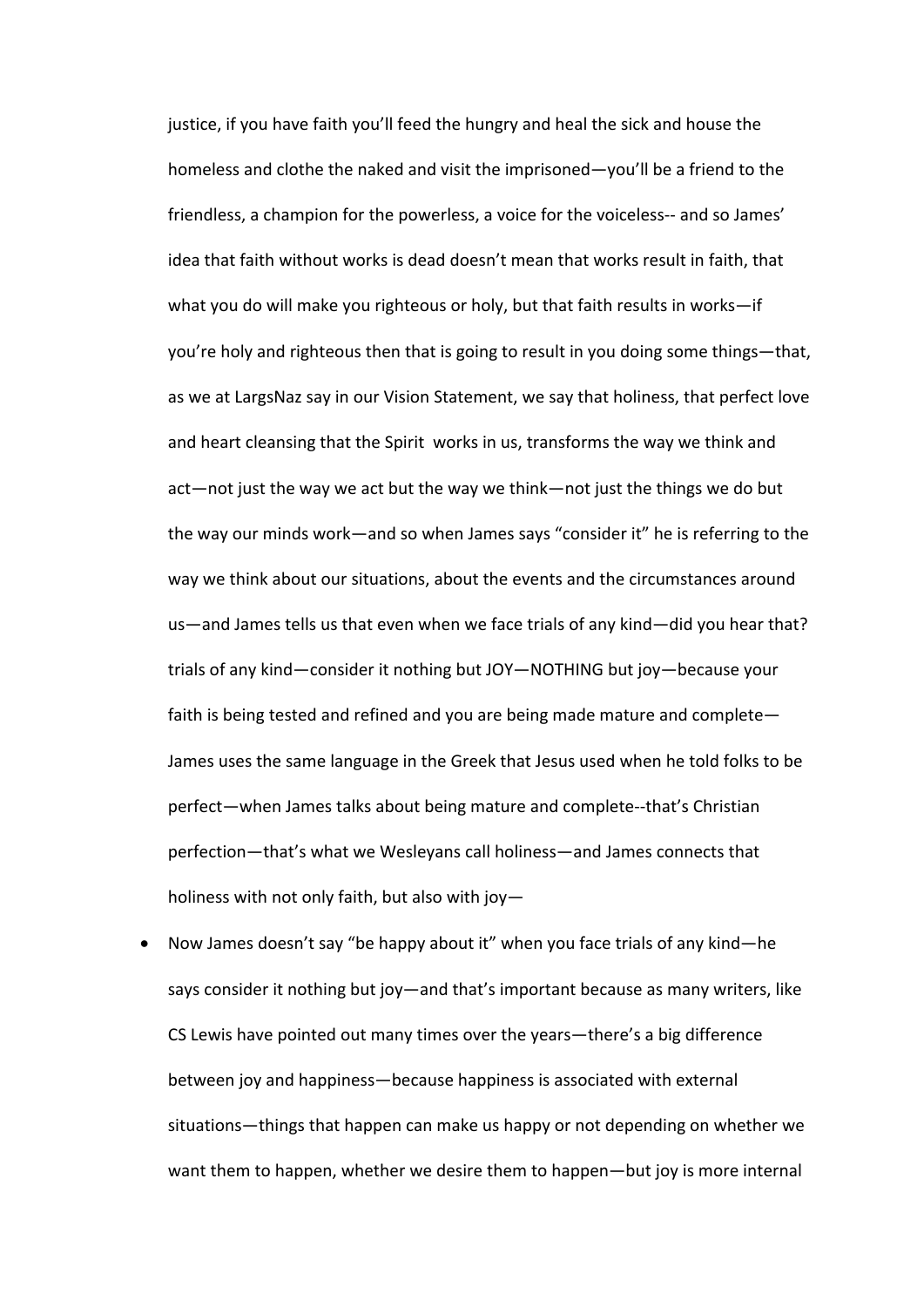justice, if you have faith you'll feed the hungry and heal the sick and house the homeless and clothe the naked and visit the imprisoned—you'll be a friend to the friendless, a champion for the powerless, a voice for the voiceless-- and so James' idea that faith without works is dead doesn't mean that works result in faith, that what you do will make you righteous or holy, but that faith results in works—if you're holy and righteous then that is going to result in you doing some things—that, as we at LargsNaz say in our Vision Statement, we say that holiness, that perfect love and heart cleansing that the Spirit works in us, transforms the way we think and act—not just the way we act but the way we think—not just the things we do but the way our minds work—and so when James says "consider it" he is referring to the way we think about our situations, about the events and the circumstances around us—and James tells us that even when we face trials of any kind—did you hear that? trials of any kind—consider it nothing but JOY—NOTHING but joy—because your faith is being tested and refined and you are being made mature and complete—James uses the same language in the Greek that Jesus used when he told folks to be perfect—when James talks about being mature and complete--that's Christian perfection—that's what we Wesleyans call holiness—and James connects that holiness with not only faith, but also with joy—

- Now James doesn't say "be happy about it" when you face trials of any kind—he says consider it nothing but joy—and that's important because as many writers, like CS Lewis have pointed out many times over the years—there's a big difference between joy and happiness—because happiness is associated with external situations—things that happen can make us happy or not depending on whether we want them to happen, whether we desire them to happen—but joy is more internal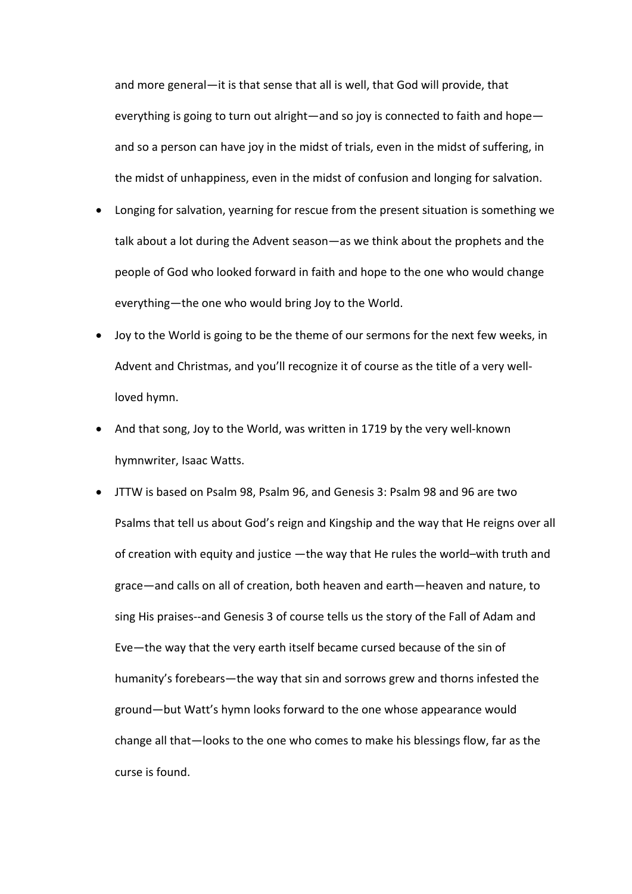and more general—it is that sense that all is well, that God will provide, that everything is going to turn out alright—and so joy is connected to faith and hope—and so a person can have joy in the midst of trials, even in the midst of suffering, in the midst of unhappiness, even in the midst of confusion and longing for salvation.

- Longing for salvation, yearning for rescue from the present situation is something we talk about a lot during the Advent season—as we think about the prophets and the people of God who looked forward in faith and hope to the one who would change everything—the one who would bring Joy to the World.
- Joy to the World is going to be the theme of our sermons for the next few weeks, in Advent and Christmas, and you'll recognize it of course as the title of a very well-loved hymn.
- And that song, Joy to the World, was written in 1719 by the very well-known hymnwriter, Isaac Watts.
- JTTW is based on Psalm 98, Psalm 96, and Genesis 3: Psalm 98 and 96 are two Psalms that tell us about God's reign and Kingship and the way that He reigns over all of creation with equity and justice —the way that He rules the world–with truth and grace—and calls on all of creation, both heaven and earth—heaven and nature, to sing His praises--and Genesis 3 of course tells us the story of the Fall of Adam and Eve—the way that the very earth itself became cursed because of the sin of humanity's forebears—the way that sin and sorrows grew and thorns infested the ground—but Watt's hymn looks forward to the one whose appearance would change all that—looks to the one who comes to make his blessings flow, far as the curse is found.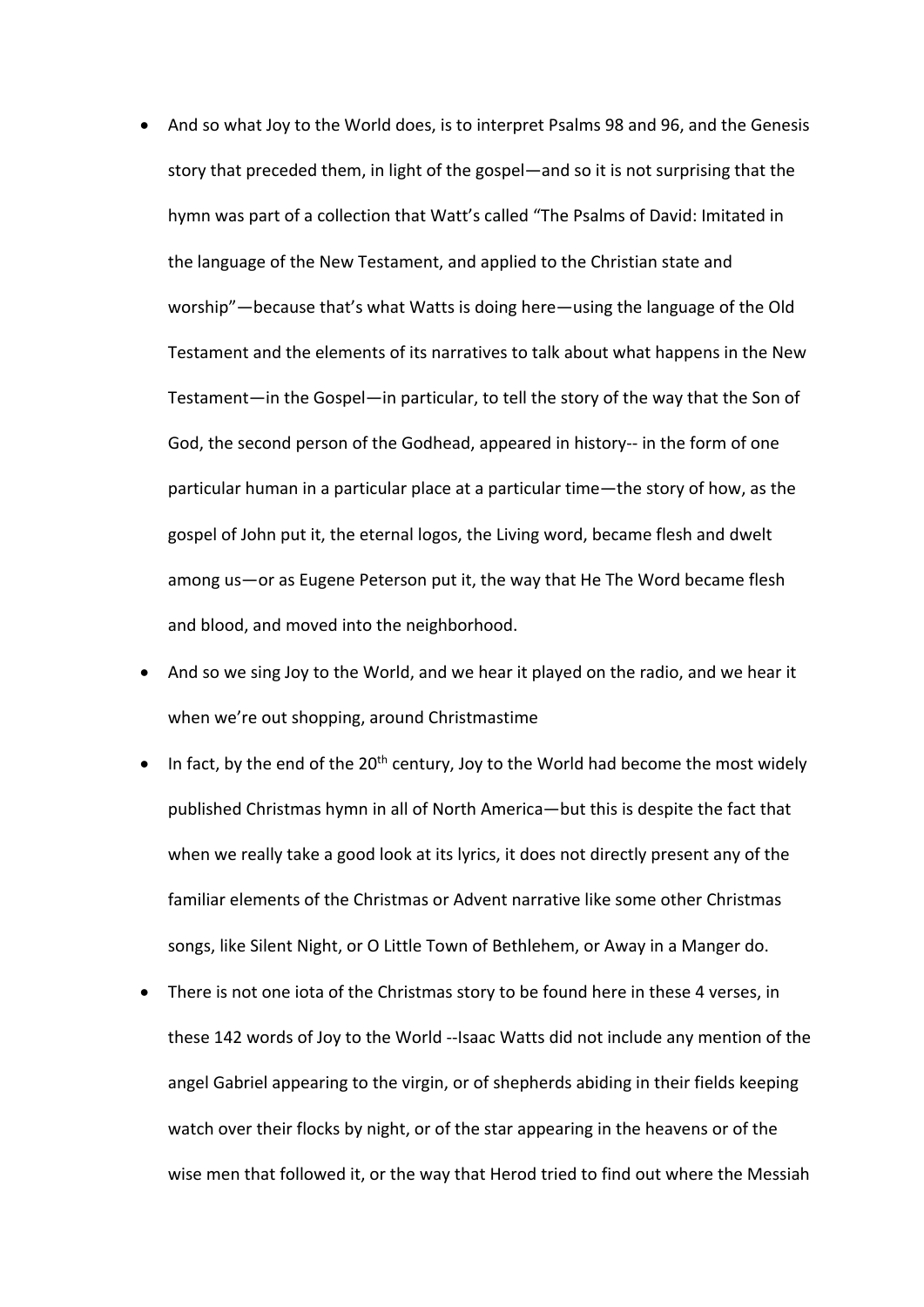- And so what Joy to the World does, is to interpret Psalms 98 and 96, and the Genesis story that preceded them, in light of the gospel—and so it is not surprising that the hymn was part of a collection that Watt's called "The Psalms of David: Imitated in the language of the New Testament, and applied to the Christian state and worship"—because that's what Watts is doing here—using the language of the Old Testament and the elements of its narratives to talk about what happens in the New Testament—in the Gospel—in particular, to tell the story of the way that the Son of God, the second person of the Godhead, appeared in history-- in the form of one particular human in a particular place at a particular time—the story of how, as the gospel of John put it, the eternal logos, the Living word, became flesh and dwelt among us—or as Eugene Peterson put it, the way that He The Word became flesh and blood, and moved into the neighborhood.
- And so we sing Joy to the World, and we hear it played on the radio, and we hear it when we're out shopping, around Christmastime
- In fact, by the end of the 20th century, Joy to the World had become the most widely published Christmas hymn in all of North America—but this is despite the fact that when we really take a good look at its lyrics, it does not directly present any of the familiar elements of the Christmas or Advent narrative like some other Christmas songs, like Silent Night, or O Little Town of Bethlehem, or Away in a Manger do.
- There is not one iota of the Christmas story to be found here in these 4 verses, in these 142 words of Joy to the World --Isaac Watts did not include any mention of the angel Gabriel appearing to the virgin, or of shepherds abiding in their fields keeping watch over their flocks by night, or of the star appearing in the heavens or of the wise men that followed it, or the way that Herod tried to find out where the Messiah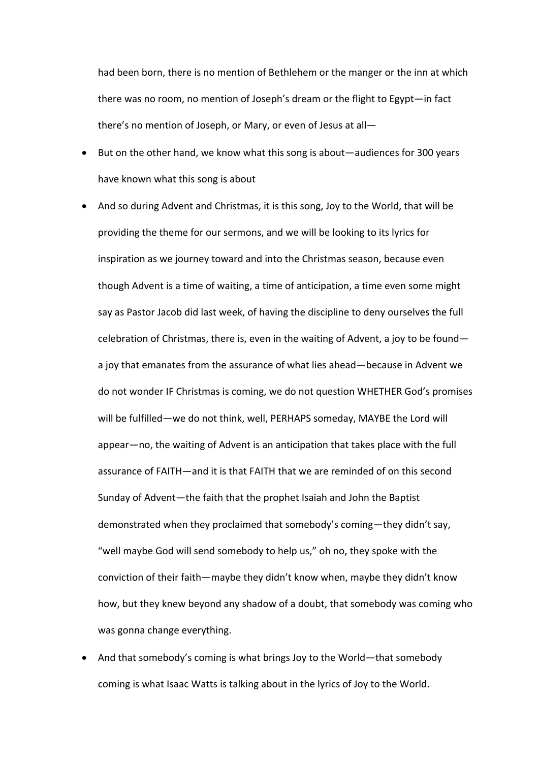had been born, there is no mention of Bethlehem or the manger or the inn at which there was no room, no mention of Joseph's dream or the flight to Egypt—in fact there's no mention of Joseph, or Mary, or even of Jesus at all—

- But on the other hand, we know what this song is about—audiences for 300 years have known what this song is about
- And so during Advent and Christmas, it is this song, Joy to the World, that will be providing the theme for our sermons, and we will be looking to its lyrics for inspiration as we journey toward and into the Christmas season, because even though Advent is a time of waiting, a time of anticipation, a time even some might say as Pastor Jacob did last week, of having the discipline to deny ourselves the full celebration of Christmas, there is, even in the waiting of Advent, a joy to be found—a joy that emanates from the assurance of what lies ahead—because in Advent we do not wonder IF Christmas is coming, we do not question WHETHER God's promises will be fulfilled—we do not think, well, PERHAPS someday, MAYBE the Lord will appear—no, the waiting of Advent is an anticipation that takes place with the full assurance of FAITH—and it is that FAITH that we are reminded of on this second Sunday of Advent—the faith that the prophet Isaiah and John the Baptist demonstrated when they proclaimed that somebody's coming—they didn't say, "well maybe God will send somebody to help us," oh no, they spoke with the conviction of their faith—maybe they didn't know when, maybe they didn't know how, but they knew beyond any shadow of a doubt, that somebody was coming who was gonna change everything.
- And that somebody's coming is what brings Joy to the World—that somebody coming is what Isaac Watts is talking about in the lyrics of Joy to the World.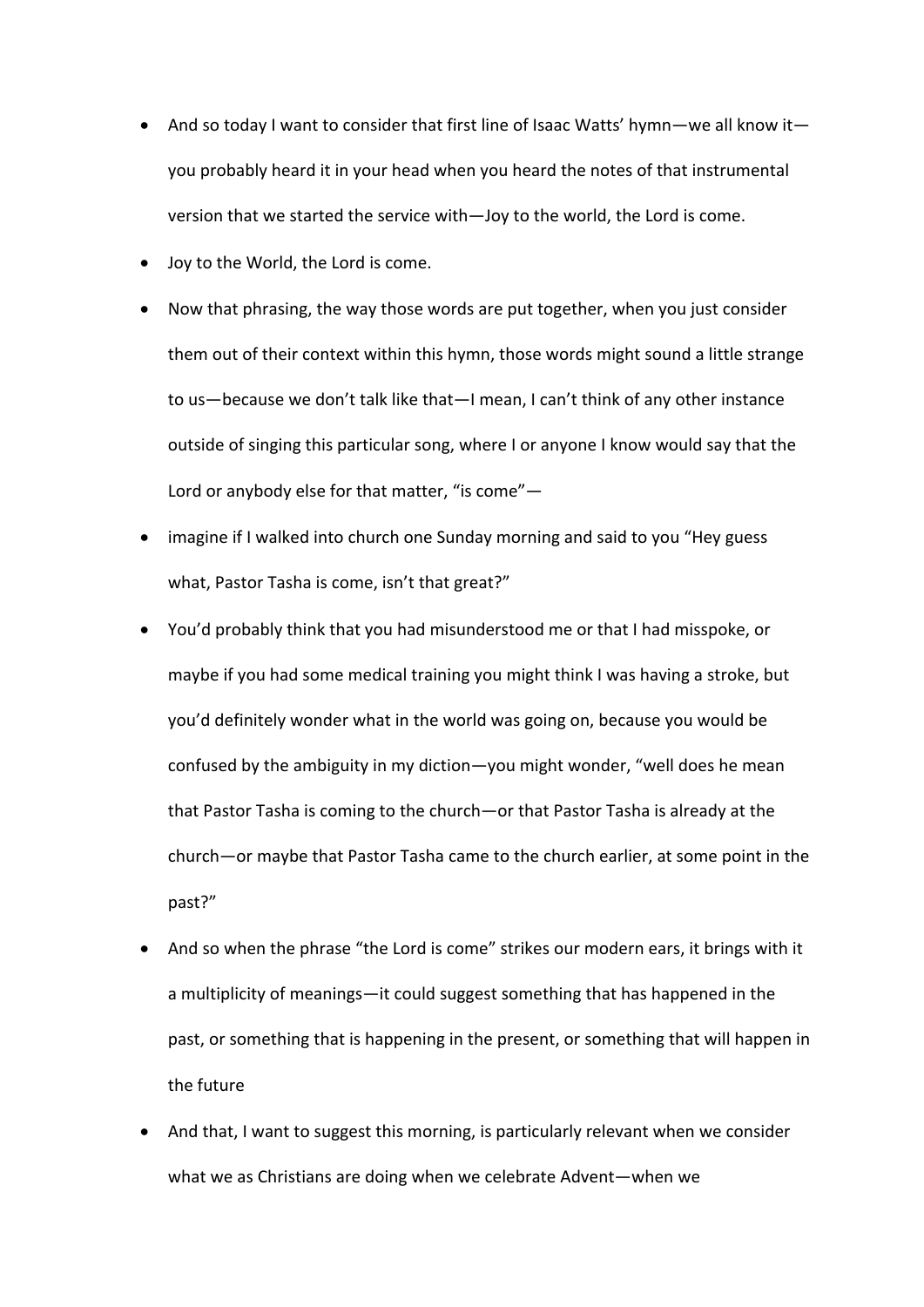- And so today I want to consider that first line of Isaac Watts' hymn—we all know it—you probably heard it in your head when you heard the notes of that instrumental version that we started the service with—Joy to the world, the Lord is come.
- Joy to the World, the Lord is come.
- Now that phrasing, the way those words are put together, when you just consider them out of their context within this hymn, those words might sound a little strange to us—because we don't talk like that—I mean, I can't think of any other instance outside of singing this particular song, where I or anyone I know would say that the Lord or anybody else for that matter, "is come"—
- imagine if I walked into church one Sunday morning and said to you "Hey guess what, Pastor Tasha is come, isn't that great?"
- You'd probably think that you had misunderstood me or that I had misspoke, or maybe if you had some medical training you might think I was having a stroke, but you'd definitely wonder what in the world was going on, because you would be confused by the ambiguity in my diction—you might wonder, "well does he mean that Pastor Tasha is coming to the church—or that Pastor Tasha is already at the church—or maybe that Pastor Tasha came to the church earlier, at some point in the past?"
- And so when the phrase "the Lord is come" strikes our modern ears, it brings with it a multiplicity of meanings—it could suggest something that has happened in the past, or something that is happening in the present, or something that will happen in the future
- And that, I want to suggest this morning, is particularly relevant when we consider what we as Christians are doing when we celebrate Advent—when we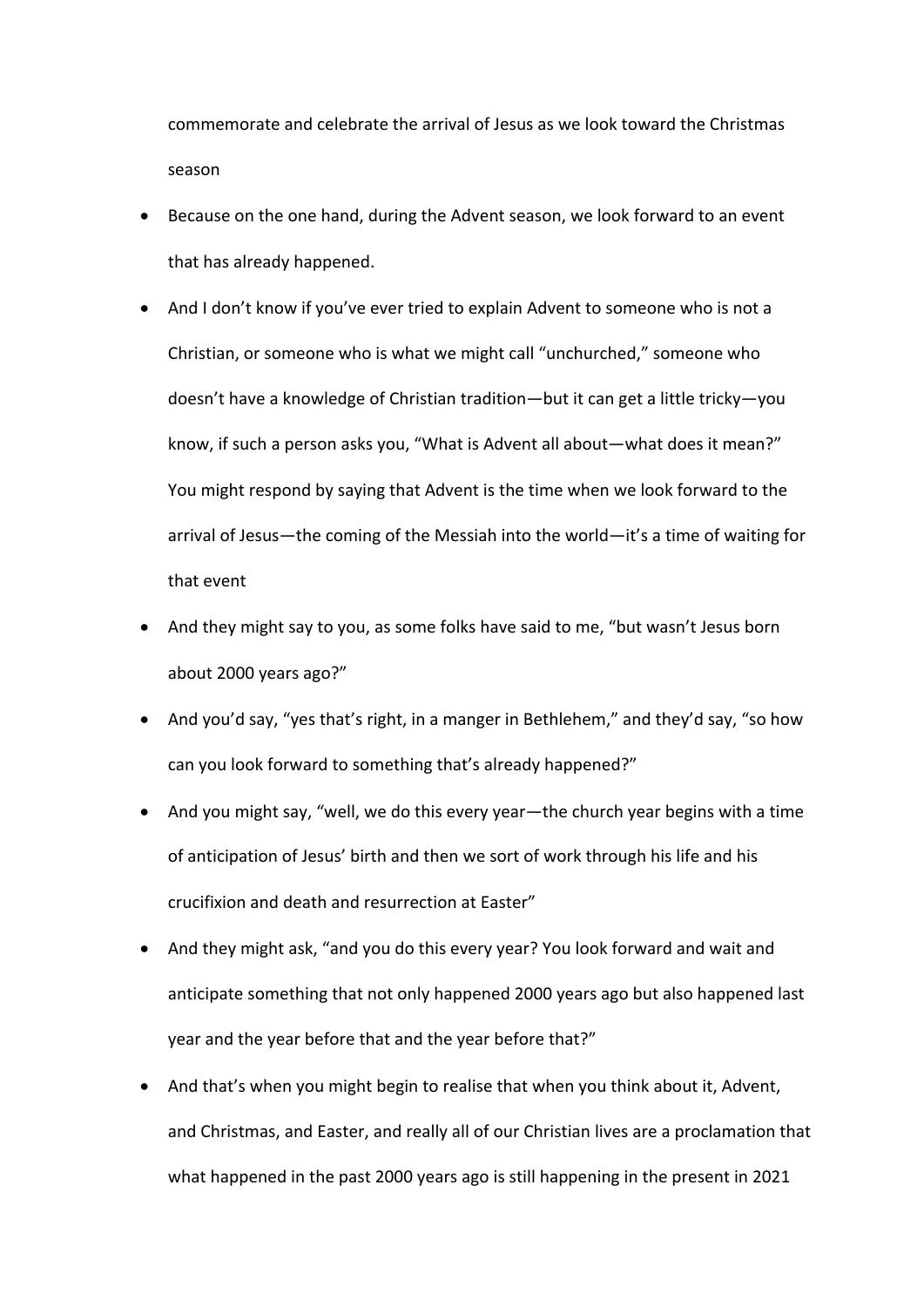commemorate and celebrate the arrival of Jesus as we look toward the Christmas season

- Because on the one hand, during the Advent season, we look forward to an event that has already happened.
- And I don't know if you've ever tried to explain Advent to someone who is not a Christian, or someone who is what we might call "unchurched," someone who doesn't have a knowledge of Christian tradition—but it can get a little tricky—you know, if such a person asks you, "What is Advent all about—what does it mean?" You might respond by saying that Advent is the time when we look forward to the arrival of Jesus—the coming of the Messiah into the world—it's a time of waiting for that event
- And they might say to you, as some folks have said to me, "but wasn't Jesus born about 2000 years ago?"
- And you'd say, "yes that's right, in a manger in Bethlehem," and they'd say, "so how can you look forward to something that's already happened?"
- And you might say, "well, we do this every year—the church year begins with a time of anticipation of Jesus' birth and then we sort of work through his life and his crucifixion and death and resurrection at Easter"
- And they might ask, "and you do this every year? You look forward and wait and anticipate something that not only happened 2000 years ago but also happened last year and the year before that and the year before that?"
- And that's when you might begin to realise that when you think about it, Advent, and Christmas, and Easter, and really all of our Christian lives are a proclamation that what happened in the past 2000 years ago is still happening in the present in 2021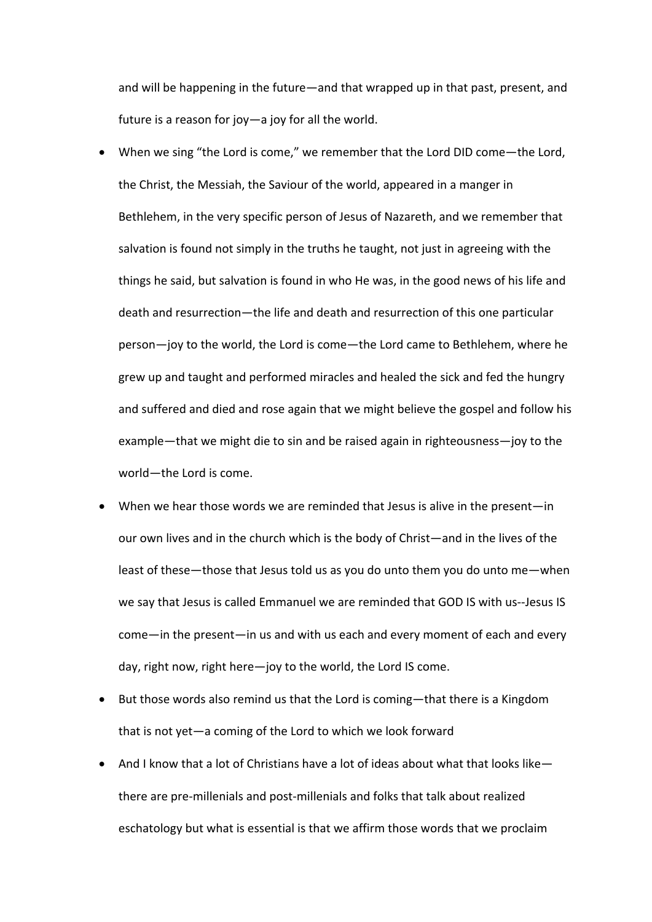and will be happening in the future—and that wrapped up in that past, present, and future is a reason for joy—a joy for all the world.

- When we sing "the Lord is come," we remember that the Lord DID come—the Lord, the Christ, the Messiah, the Saviour of the world, appeared in a manger in Bethlehem, in the very specific person of Jesus of Nazareth, and we remember that salvation is found not simply in the truths he taught, not just in agreeing with the things he said, but salvation is found in who He was, in the good news of his life and death and resurrection—the life and death and resurrection of this one particular person—joy to the world, the Lord is come—the Lord came to Bethlehem, where he grew up and taught and performed miracles and healed the sick and fed the hungry and suffered and died and rose again that we might believe the gospel and follow his example—that we might die to sin and be raised again in righteousness—joy to the world—the Lord is come.
- When we hear those words we are reminded that Jesus is alive in the present—in our own lives and in the church which is the body of Christ—and in the lives of the least of these—those that Jesus told us as you do unto them you do unto me—when we say that Jesus is called Emmanuel we are reminded that GOD IS with us--Jesus IS come—in the present—in us and with us each and every moment of each and every day, right now, right here—joy to the world, the Lord IS come.
- But those words also remind us that the Lord is coming—that there is a Kingdom that is not yet—a coming of the Lord to which we look forward
- And I know that a lot of Christians have a lot of ideas about what that looks like—there are pre-millenials and post-millenials and folks that talk about realized eschatology but what is essential is that we affirm those words that we proclaim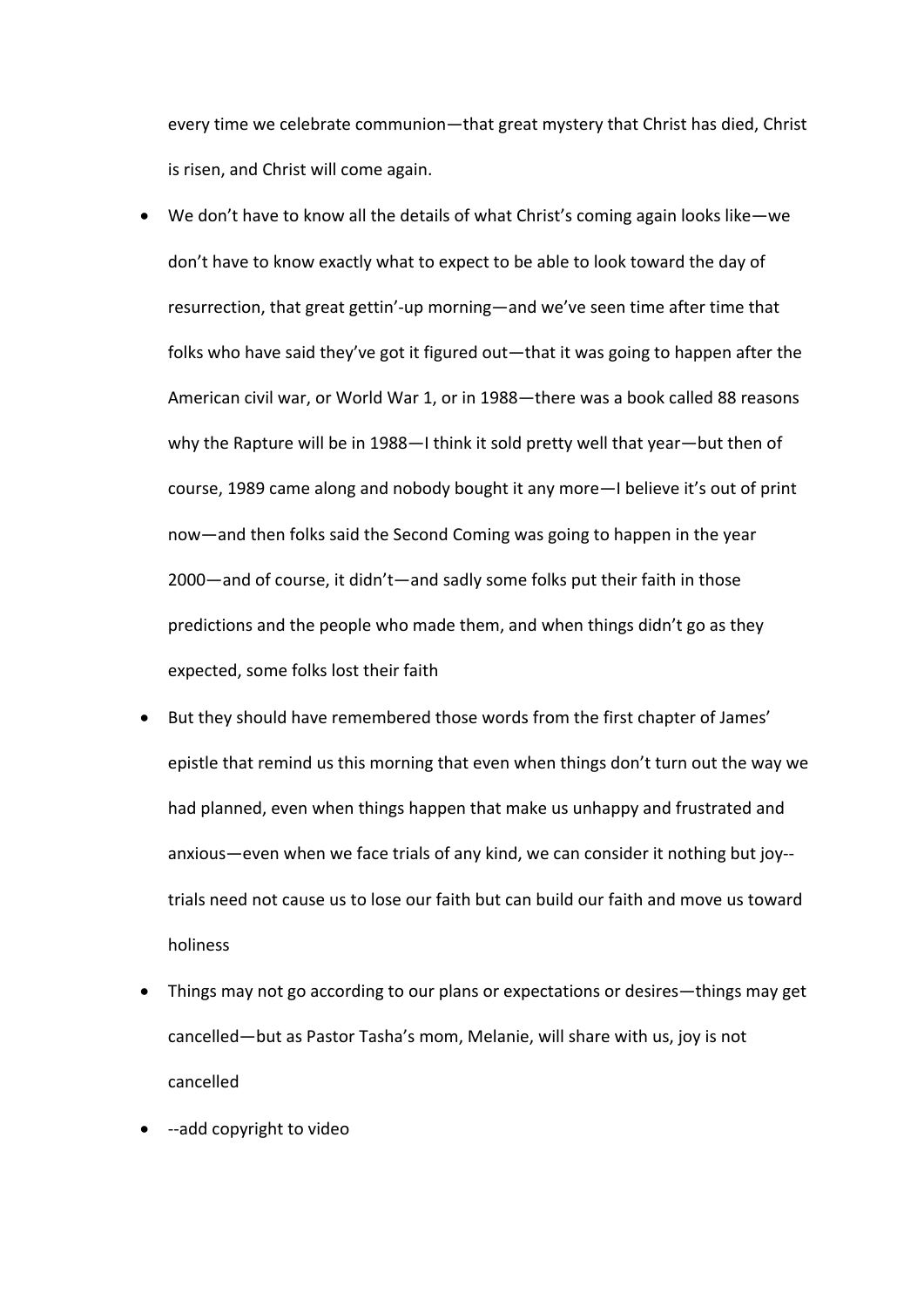every time we celebrate communion—that great mystery that Christ has died, Christ is risen, and Christ will come again.

- We don't have to know all the details of what Christ's coming again looks like—we don't have to know exactly what to expect to be able to look toward the day of resurrection, that great gettin'-up morning—and we've seen time after time that folks who have said they've got it figured out—that it was going to happen after the American civil war, or World War 1, or in 1988—there was a book called 88 reasons why the Rapture will be in 1988—I think it sold pretty well that year—but then of course, 1989 came along and nobody bought it any more—I believe it's out of print now—and then folks said the Second Coming was going to happen in the year 2000—and of course, it didn't—and sadly some folks put their faith in those predictions and the people who made them, and when things didn't go as they expected, some folks lost their faith
- But they should have remembered those words from the first chapter of James' epistle that remind us this morning that even when things don't turn out the way we had planned, even when things happen that make us unhappy and frustrated and anxious—even when we face trials of any kind, we can consider it nothing but joy--trials need not cause us to lose our faith but can build our faith and move us toward holiness
- Things may not go according to our plans or expectations or desires—things may get cancelled—but as Pastor Tasha's mom, Melanie, will share with us, joy is not cancelled
- --add copyright to video